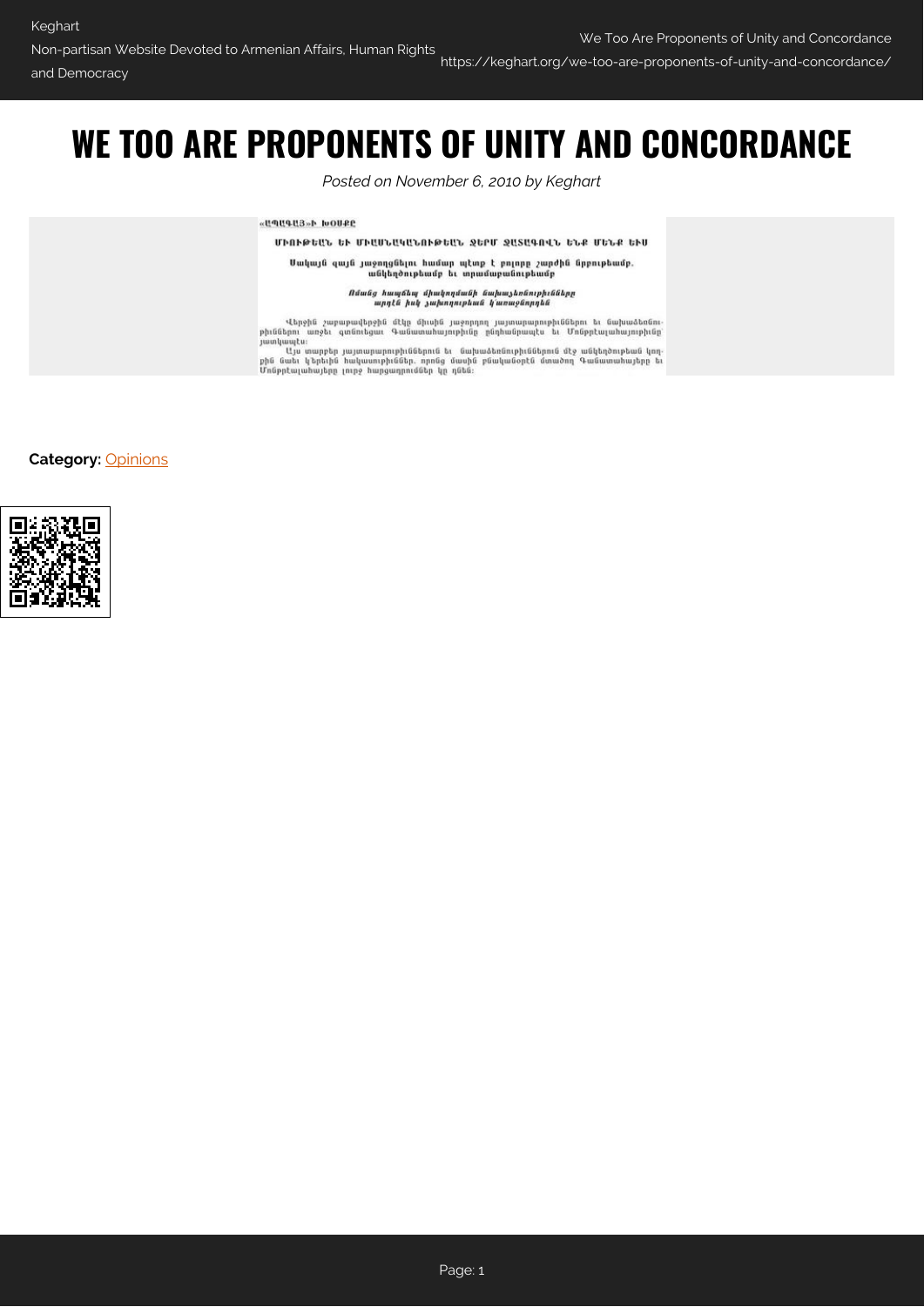# WE TOO ARE PROPONENTS OF UNITY AND CONCORDANCE

*Posted on November 6, 2010 by Keghart*

«ԱՊԱԳԱՅ»Ի ԽՕՍՔԸ

**ՄԻՈՒԹԵԱՆ ԵՒ ՄԻԱԲԱՆՈՒԹԵԱՆ ՋԵՐՄ ՋԱՏԱԳՈՎՆ ԵՆՔ ՄԵՆՔ ԵՒՍ**

**Սակայն զայն յաջողցնելու համար պէտք է բոլորը շարժին նըրբութեամբ, անկեղծութեամբ եւ տրամաբանութեամբ**

*Ոմանց հապճեպ միակողմանի ճախաձեռնութիւնները արդէն իսկ յախողութեան կ'առաջնորդեն*

Վերջին շաբաթվերջին մէկը միւսին յաջորդող յայտարարութիւններու եւ ճախաձեռնութիւններու առջեւ գտնուեցաւ Գանատահայութիւնը ընդհանրապէս եւ Մոնթրէալահայութիւնը յատկապէս:

Այս տարբեր յայտարարութիւններուն եւ ճախաձեռնութիւններուն մէջ անկեղծութեան կողքին նաեւ կ'երեւին հակասութիւններ, որոնց մասին բնականօրէն մտածող Գանատահայերը եւ Մոնթրէալահայերը լուրջ հարցադրումներ կը դնեն:

**Category:** Opinions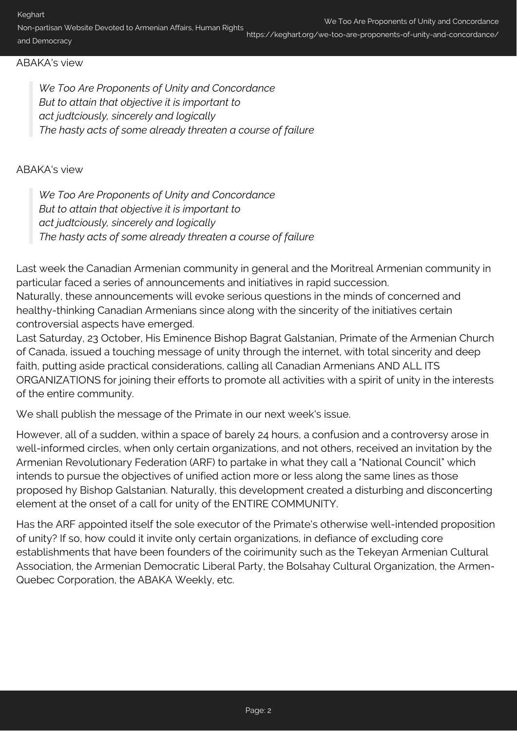ABAKA's view

> *We Too Are Proponents of Unity and Concordance*
> *But to attain that objective it is important to*
> *act judtciously, sincerely and logically*
> *The hasty acts of some already threaten a course of failure*

ABAKA's view

> *We Too Are Proponents of Unity and Concordance*
> *But to attain that objective it is important to*
> *act judtciously, sincerely and logically*
> *The hasty acts of some already threaten a course of failure*

Last week the Canadian Armenian community in general and the Moritreal Armenian community in particular faced a series of announcements and initiatives in rapid succession.
Naturally, these announcements will evoke serious questions in the minds of concerned and healthy-thinking Canadian Armenians since along with the sincerity of the initiatives certain controversial aspects have emerged.
Last Saturday, 23 October, His Eminence Bishop Bagrat Galstanian, Primate of the Armenian Church of Canada, issued a touching message of unity through the internet, with total sincerity and deep faith, putting aside practical considerations, calling all Canadian Armenians AND ALL ITS ORGANIZATIONS for joining their efforts to promote all activities with a spirit of unity in the interests of the entire community.

We shall publish the message of the Primate in our next week's issue.

However, all of a sudden, within a space of barely 24 hours, a confusion and a controversy arose in well-informed circles, when only certain organizations, and not others, received an invitation by the Armenian Revolutionary Federation (ARF) to partake in what they call a "National Council" which intends to pursue the objectives of unified action more or less along the same lines as those proposed hy Bishop Galstanian. Naturally, this development created a disturbing and disconcerting element at the onset of a call for unity of the ENTIRE COMMUNITY.

Has the ARF appointed itself the sole executor of the Primate's otherwise well-intended proposition of unity? If so, how could it invite only certain organizations, in defiance of excluding core establishments that have been founders of the coirimunity such as the Tekeyan Armenian Cultural Association, the Armenian Democratic Liberal Party, the Bolsahay Cultural Organization, the Armen-Quebec Corporation, the ABAKA Weekly, etc.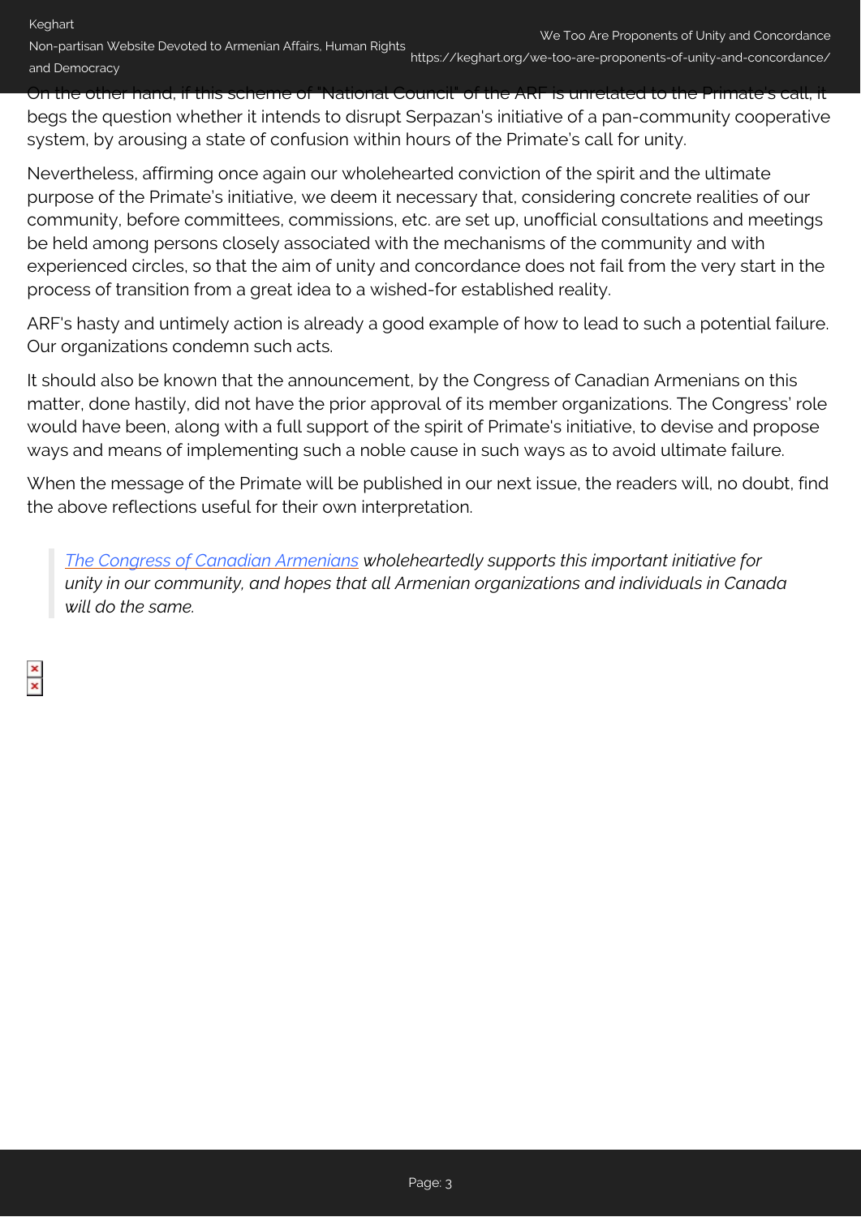On the other hand, if this scheme of "National Council" of the ARF is unrelated to the Primate's call, it begs the question whether it intends to disrupt Serpazan's initiative of a pan-community cooperative system, by arousing a state of confusion within hours of the Primate's call for unity.

Nevertheless, affirming once again our wholehearted conviction of the spirit and the ultimate purpose of the Primate's initiative, we deem it necessary that, considering concrete realities of our community, before committees, commissions, etc. are set up, unofficial consultations and meetings be held among persons closely associated with the mechanisms of the community and with experienced circles, so that the aim of unity and concordance does not fail from the very start in the process of transition from a great idea to a wished-for established reality.

ARF's hasty and untimely action is already a good example of how to lead to such a potential failure. Our organizations condemn such acts.

It should also be known that the announcement, by the Congress of Canadian Armenians on this matter, done hastily, did not have the prior approval of its member organizations. The Congress' role would have been, along with a full support of the spirit of Primate's initiative, to devise and propose ways and means of implementing such a noble cause in such ways as to avoid ultimate failure.

When the message of the Primate will be published in our next issue, the readers will, no doubt, find the above reflections useful for their own interpretation.

> *The Congress of Canadian Armenians wholeheartedly supports this important initiative for unity in our community, and hopes that all Armenian organizations and individuals in Canada will do the same.*